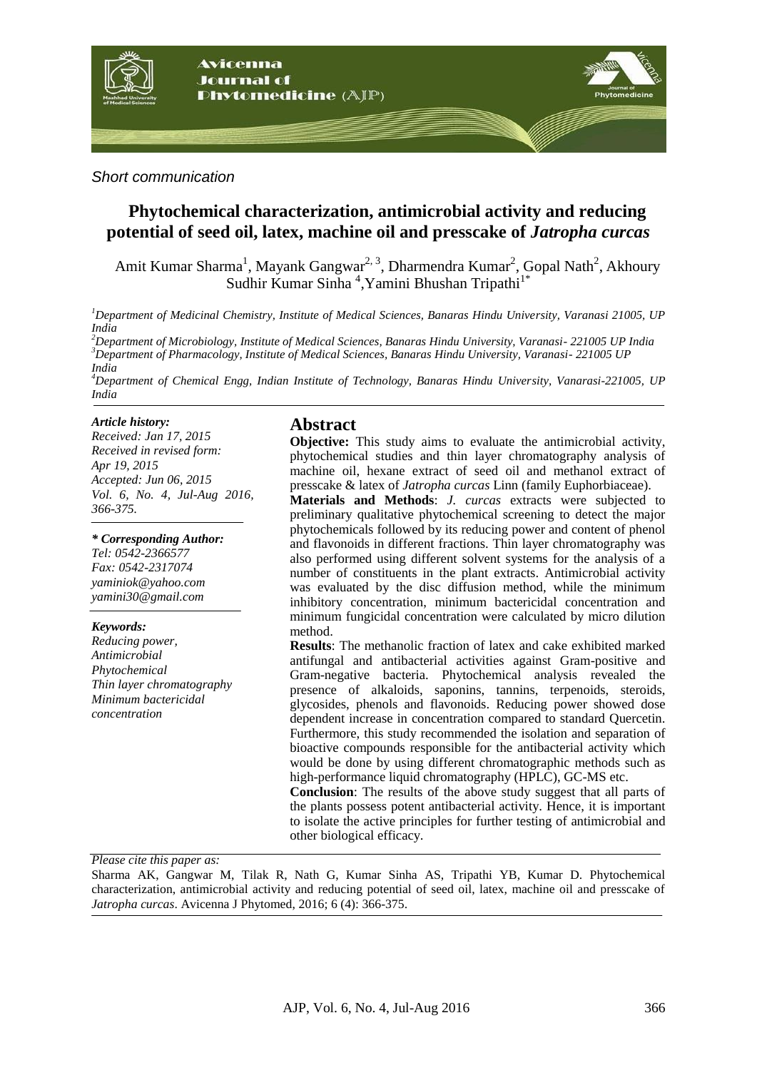*Short communication*

# Phytochemical characterization, antimicrobial activity and reducing potential of seed oil, latex, machine oil and presscake of *Jatropha curcas*

Amit Kumar Sharma[1], Mayank Gangwar[2, 3], Dharmendra Kumar[2], Gopal Nath[2], Akhoury Sudhir Kumar Sinha [4], Yamini Bhushan Tripathi[1*]

[1] *Department of Medicinal Chemistry, Institute of Medical Sciences, Banaras Hindu University, Varanasi 21005, UP India*

[2] *Department of Microbiology, Institute of Medical Sciences, Banaras Hindu University, Varanasi- 221005 UP India*

[3] *Department of Pharmacology, Institute of Medical Sciences, Banaras Hindu University, Varanasi- 221005 UP India*

[4] *Department of Chemical Engg, Indian Institute of Technology, Banaras Hindu University, Vanarasi-221005, UP India*

***Article history:***
*Received: Jan 17, 2015*
*Received in revised form: Apr 19, 2015*
*Accepted: Jun 06, 2015*
*Vol. 6, No. 4, Jul-Aug 2016, 366-375.*

***\* Corresponding Author:***
*Tel: 0542-2366577*
*Fax: 0542-2317074*
*yaminiok@yahoo.com*
*yamini30@gmail.com*

***Keywords:***
*Reducing power,*
*Antimicrobial*
*Phytochemical*
*Thin layer chromatography*
*Minimum bactericidal concentration*

## Abstract

**Objective:** This study aims to evaluate the antimicrobial activity, phytochemical studies and thin layer chromatography analysis of machine oil, hexane extract of seed oil and methanol extract of presscake & latex of *Jatropha curcas* Linn (family Euphorbiaceae).

**Materials and Methods**: *J. curcas* extracts were subjected to preliminary qualitative phytochemical screening to detect the major phytochemicals followed by its reducing power and content of phenol and flavonoids in different fractions. Thin layer chromatography was also performed using different solvent systems for the analysis of a number of constituents in the plant extracts. Antimicrobial activity was evaluated by the disc diffusion method, while the minimum inhibitory concentration, minimum bactericidal concentration and minimum fungicidal concentration were calculated by micro dilution method.

**Results**: The methanolic fraction of latex and cake exhibited marked antifungal and antibacterial activities against Gram-positive and Gram-negative bacteria. Phytochemical analysis revealed the presence of alkaloids, saponins, tannins, terpenoids, steroids, glycosides, phenols and flavonoids. Reducing power showed dose dependent increase in concentration compared to standard Quercetin. Furthermore, this study recommended the isolation and separation of bioactive compounds responsible for the antibacterial activity which would be done by using different chromatographic methods such as high-performance liquid chromatography (HPLC), GC-MS etc.

**Conclusion**: The results of the above study suggest that all parts of the plants possess potent antibacterial activity. Hence, it is important to isolate the active principles for further testing of antimicrobial and other biological efficacy.

*Please cite this paper as:*

Sharma AK, Gangwar M, Tilak R, Nath G, Kumar Sinha AS, Tripathi YB, Kumar D. Phytochemical characterization, antimicrobial activity and reducing potential of seed oil, latex, machine oil and presscake of *Jatropha curcas*. Avicenna J Phytomed, 2016; 6 (4): 366-375.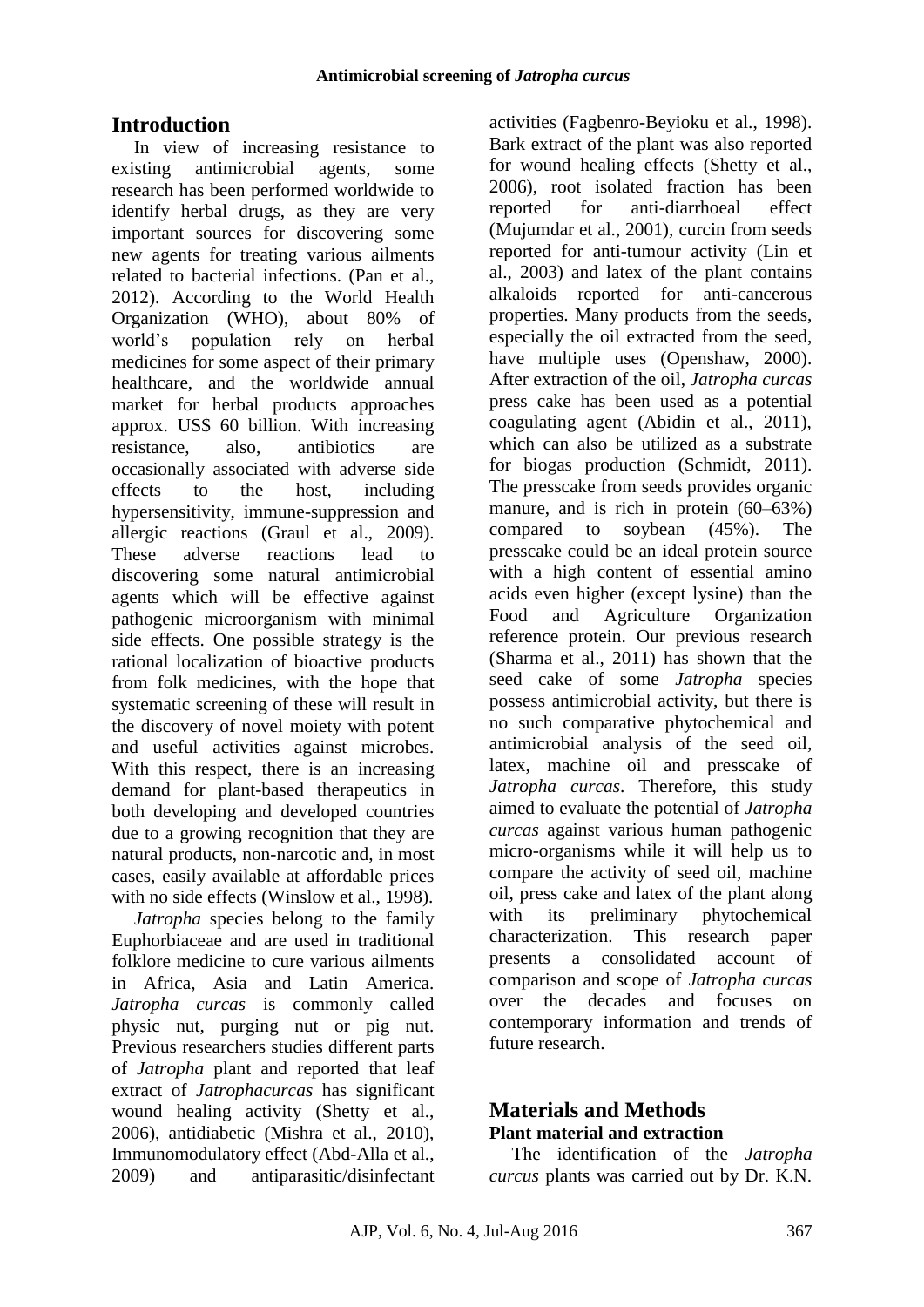## Introduction

In view of increasing resistance to existing antimicrobial agents, some research has been performed worldwide to identify herbal drugs, as they are very important sources for discovering some new agents for treating various ailments related to bacterial infections. (Pan et al., 2012). According to the World Health Organization (WHO), about 80% of world's population rely on herbal medicines for some aspect of their primary healthcare, and the worldwide annual market for herbal products approaches approx. US$ 60 billion. With increasing resistance, also, antibiotics are occasionally associated with adverse side effects to the host, including hypersensitivity, immune-suppression and allergic reactions (Graul et al., 2009). These adverse reactions lead to discovering some natural antimicrobial agents which will be effective against pathogenic microorganism with minimal side effects. One possible strategy is the rational localization of bioactive products from folk medicines, with the hope that systematic screening of these will result in the discovery of novel moiety with potent and useful activities against microbes. With this respect, there is an increasing demand for plant-based therapeutics in both developing and developed countries due to a growing recognition that they are natural products, non-narcotic and, in most cases, easily available at affordable prices with no side effects (Winslow et al., 1998).

*Jatropha* species belong to the family Euphorbiaceae and are used in traditional folklore medicine to cure various ailments in Africa, Asia and Latin America. *Jatropha curcas* is commonly called physic nut, purging nut or pig nut. Previous researchers studies different parts of *Jatropha* plant and reported that leaf extract of *Jatrophacurcas* has significant wound healing activity (Shetty et al., 2006), antidiabetic (Mishra et al., 2010), Immunomodulatory effect (Abd-Alla et al., 2009) and antiparasitic/disinfectant activities (Fagbenro-Beyioku et al., 1998). Bark extract of the plant was also reported for wound healing effects (Shetty et al., 2006), root isolated fraction has been reported for anti-diarrhoeal effect (Mujumdar et al., 2001), curcin from seeds reported for anti-tumour activity (Lin et al., 2003) and latex of the plant contains alkaloids reported for anti-cancerous properties. Many products from the seeds, especially the oil extracted from the seed, have multiple uses (Openshaw, 2000). After extraction of the oil, *Jatropha curcas* press cake has been used as a potential coagulating agent (Abidin et al., 2011), which can also be utilized as a substrate for biogas production (Schmidt, 2011). The presscake from seeds provides organic manure, and is rich in protein (60–63%) compared to soybean (45%). The presscake could be an ideal protein source with a high content of essential amino acids even higher (except lysine) than the Food and Agriculture Organization reference protein. Our previous research (Sharma et al., 2011) has shown that the seed cake of some *Jatropha* species possess antimicrobial activity, but there is no such comparative phytochemical and antimicrobial analysis of the seed oil, latex, machine oil and presscake of *Jatropha curcas*. Therefore, this study aimed to evaluate the potential of *Jatropha curcas* against various human pathogenic micro-organisms while it will help us to compare the activity of seed oil, machine oil, press cake and latex of the plant along with its preliminary phytochemical characterization. This research paper presents a consolidated account of comparison and scope of *Jatropha curcas* over the decades and focuses on contemporary information and trends of future research.

## Materials and Methods

### Plant material and extraction

The identification of the *Jatropha curcus* plants was carried out by Dr. K.N.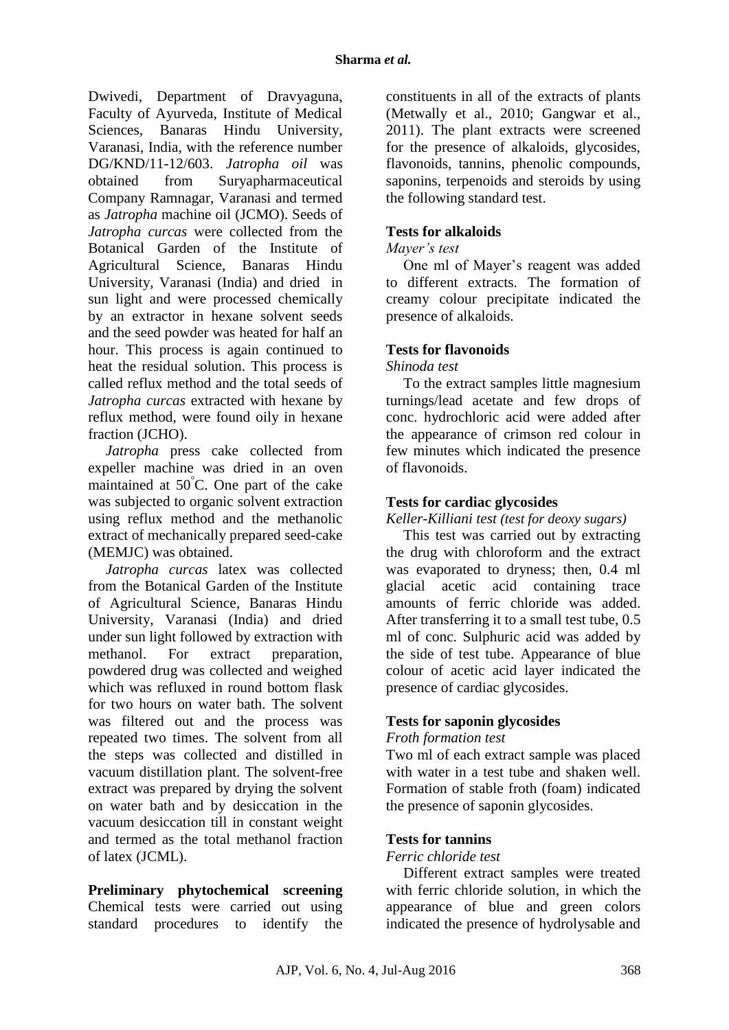Dwivedi, Department of Dravyaguna, Faculty of Ayurveda, Institute of Medical Sciences, Banaras Hindu University, Varanasi, India, with the reference number DG/KND/11-12/603. *Jatropha oil* was obtained from Suryapharmaceutical Company Ramnagar, Varanasi and termed as *Jatropha* machine oil (JCMO). Seeds of *Jatropha curcas* were collected from the Botanical Garden of the Institute of Agricultural Science, Banaras Hindu University, Varanasi (India) and dried in sun light and were processed chemically by an extractor in hexane solvent seeds and the seed powder was heated for half an hour. This process is again continued to heat the residual solution. This process is called reflux method and the total seeds of *Jatropha curcas* extracted with hexane by reflux method, were found oily in hexane fraction (JCHO).

*Jatropha* press cake collected from expeller machine was dried in an oven maintained at 50°C. One part of the cake was subjected to organic solvent extraction using reflux method and the methanolic extract of mechanically prepared seed-cake (MEMJC) was obtained.

*Jatropha curcas* latex was collected from the Botanical Garden of the Institute of Agricultural Science, Banaras Hindu University, Varanasi (India) and dried under sun light followed by extraction with methanol. For extract preparation, powdered drug was collected and weighed which was refluxed in round bottom flask for two hours on water bath. The solvent was filtered out and the process was repeated two times. The solvent from all the steps was collected and distilled in vacuum distillation plant. The solvent-free extract was prepared by drying the solvent on water bath and by desiccation in the vacuum desiccation till in constant weight and termed as the total methanol fraction of latex (JCML).

**Preliminary phytochemical screening**

Chemical tests were carried out using standard procedures to identify the constituents in all of the extracts of plants (Metwally et al., 2010; Gangwar et al., 2011). The plant extracts were screened for the presence of alkaloids, glycosides, flavonoids, tannins, phenolic compounds, saponins, terpenoids and steroids by using the following standard test.

**Tests for alkaloids**

*Mayer's test*

One ml of Mayer's reagent was added to different extracts. The formation of creamy colour precipitate indicated the presence of alkaloids.

**Tests for flavonoids**

*Shinoda test*

To the extract samples little magnesium turnings/lead acetate and few drops of conc. hydrochloric acid were added after the appearance of crimson red colour in few minutes which indicated the presence of flavonoids.

**Tests for cardiac glycosides**

*Keller-Killiani test (test for deoxy sugars)*

This test was carried out by extracting the drug with chloroform and the extract was evaporated to dryness; then, 0.4 ml glacial acetic acid containing trace amounts of ferric chloride was added. After transferring it to a small test tube, 0.5 ml of conc. Sulphuric acid was added by the side of test tube. Appearance of blue colour of acetic acid layer indicated the presence of cardiac glycosides.

**Tests for saponin glycosides**

*Froth formation test*

Two ml of each extract sample was placed with water in a test tube and shaken well. Formation of stable froth (foam) indicated the presence of saponin glycosides.

**Tests for tannins**

*Ferric chloride test*

Different extract samples were treated with ferric chloride solution, in which the appearance of blue and green colors indicated the presence of hydrolysable and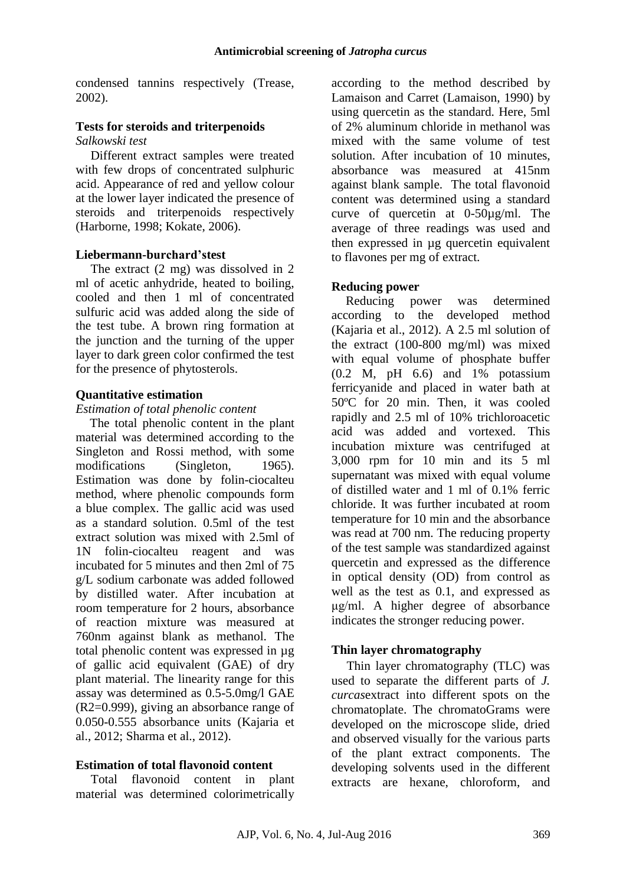condensed tannins respectively (Trease, 2002).

### Tests for steroids and triterpenoids

*Salkowski test*

Different extract samples were treated with few drops of concentrated sulphuric acid. Appearance of red and yellow colour at the lower layer indicated the presence of steroids and triterpenoids respectively (Harborne, 1998; Kokate, 2006).

### Liebermann-burchard'stest

The extract (2 mg) was dissolved in 2 ml of acetic anhydride, heated to boiling, cooled and then 1 ml of concentrated sulfuric acid was added along the side of the test tube. A brown ring formation at the junction and the turning of the upper layer to dark green color confirmed the test for the presence of phytosterols.

### Quantitative estimation

*Estimation of total phenolic content*

The total phenolic content in the plant material was determined according to the Singleton and Rossi method, with some modifications (Singleton, 1965). Estimation was done by folin-ciocalteu method, where phenolic compounds form a blue complex. The gallic acid was used as a standard solution. 0.5ml of the test extract solution was mixed with 2.5ml of 1N folin-ciocalteu reagent and was incubated for 5 minutes and then 2ml of 75 g/L sodium carbonate was added followed by distilled water. After incubation at room temperature for 2 hours, absorbance of reaction mixture was measured at 760nm against blank as methanol. The total phenolic content was expressed in µg of gallic acid equivalent (GAE) of dry plant material. The linearity range for this assay was determined as 0.5-5.0mg/l GAE ($R2$=0.999), giving an absorbance range of 0.050-0.555 absorbance units (Kajaria et al., 2012; Sharma et al., 2012).

### Estimation of total flavonoid content

Total flavonoid content in plant material was determined colorimetrically according to the method described by Lamaison and Carret (Lamaison, 1990) by using quercetin as the standard. Here, 5ml of 2% aluminum chloride in methanol was mixed with the same volume of test solution. After incubation of 10 minutes, absorbance was measured at 415nm against blank sample. The total flavonoid content was determined using a standard curve of quercetin at 0-50µg/ml. The average of three readings was used and then expressed in µg quercetin equivalent to flavones per mg of extract.

### Reducing power

Reducing power was determined according to the developed method (Kajaria et al., 2012). A 2.5 ml solution of the extract (100-800 mg/ml) was mixed with equal volume of phosphate buffer (0.2 M, pH 6.6) and 1% potassium ferricyanide and placed in water bath at 50ºC for 20 min. Then, it was cooled rapidly and 2.5 ml of 10% trichloroacetic acid was added and vortexed. This incubation mixture was centrifuged at 3,000 rpm for 10 min and its 5 ml supernatant was mixed with equal volume of distilled water and 1 ml of 0.1% ferric chloride. It was further incubated at room temperature for 10 min and the absorbance was read at 700 nm. The reducing property of the test sample was standardized against quercetin and expressed as the difference in optical density (OD) from control as well as the test as 0.1, and expressed as µg/ml. A higher degree of absorbance indicates the stronger reducing power.

### Thin layer chromatography

Thin layer chromatography (TLC) was used to separate the different parts of *J. curcas*extract into different spots on the chromatoplate. The chromatoGrams were developed on the microscope slide, dried and observed visually for the various parts of the plant extract components. The developing solvents used in the different extracts are hexane, chloroform, and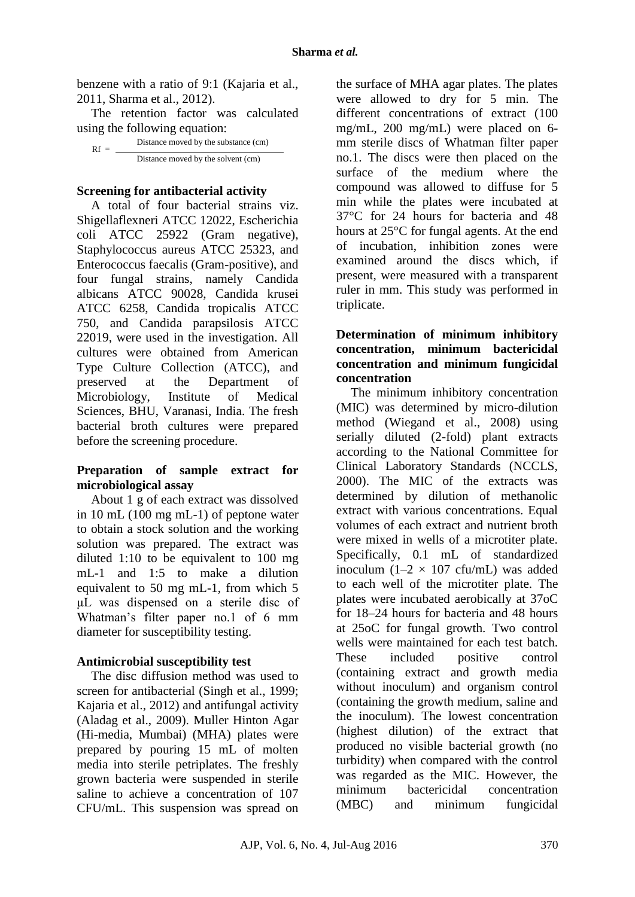benzene with a ratio of 9:1 (Kajaria et al., 2011, Sharma et al., 2012).

The retention factor was calculated using the following equation:

$$Rf = \frac{\text{Distance moved by the substance (cm)}}{\text{Distance moved by the solvent (cm)}}$$

### Screening for antibacterial activity

A total of four bacterial strains viz. Shigellaflexneri ATCC 12022, Escherichia coli ATCC 25922 (Gram negative), Staphylococcus aureus ATCC 25323, and Enterococcus faecalis (Gram-positive), and four fungal strains, namely Candida albicans ATCC 90028, Candida krusei ATCC 6258, Candida tropicalis ATCC 750, and Candida parapsilosis ATCC 22019, were used in the investigation. All cultures were obtained from American Type Culture Collection (ATCC), and preserved at the Department of Microbiology, Institute of Medical Sciences, BHU, Varanasi, India. The fresh bacterial broth cultures were prepared before the screening procedure.

### Preparation of sample extract for microbiological assay

About 1 g of each extract was dissolved in 10 mL (100 mg mL-1) of peptone water to obtain a stock solution and the working solution was prepared. The extract was diluted 1:10 to be equivalent to 100 mg mL-1 and 1:5 to make a dilution equivalent to 50 mg mL-1, from which 5 μL was dispensed on a sterile disc of Whatman's filter paper no.1 of 6 mm diameter for susceptibility testing.

### Antimicrobial susceptibility test

The disc diffusion method was used to screen for antibacterial (Singh et al., 1999; Kajaria et al., 2012) and antifungal activity (Aladag et al., 2009). Muller Hinton Agar (Hi-media, Mumbai) (MHA) plates were prepared by pouring 15 mL of molten media into sterile petriplates. The freshly grown bacteria were suspended in sterile saline to achieve a concentration of 107 CFU/mL. This suspension was spread on the surface of MHA agar plates. The plates were allowed to dry for 5 min. The different concentrations of extract (100 mg/mL, 200 mg/mL) were placed on 6-mm sterile discs of Whatman filter paper no.1. The discs were then placed on the surface of the medium where the compound was allowed to diffuse for 5 min while the plates were incubated at 37°C for 24 hours for bacteria and 48 hours at 25°C for fungal agents. At the end of incubation, inhibition zones were examined around the discs which, if present, were measured with a transparent ruler in mm. This study was performed in triplicate.

### Determination of minimum inhibitory concentration, minimum bactericidal concentration and minimum fungicidal concentration

The minimum inhibitory concentration (MIC) was determined by micro-dilution method (Wiegand et al., 2008) using serially diluted (2-fold) plant extracts according to the National Committee for Clinical Laboratory Standards (NCCLS, 2000). The MIC of the extracts was determined by dilution of methanolic extract with various concentrations. Equal volumes of each extract and nutrient broth were mixed in wells of a microtiter plate. Specifically, 0.1 mL of standardized inoculum (1–2 × 107 cfu/mL) was added to each well of the microtiter plate. The plates were incubated aerobically at 37oC for 18–24 hours for bacteria and 48 hours at 25oC for fungal growth. Two control wells were maintained for each test batch. These included positive control (containing extract and growth media without inoculum) and organism control (containing the growth medium, saline and the inoculum). The lowest concentration (highest dilution) of the extract that produced no visible bacterial growth (no turbidity) when compared with the control was regarded as the MIC. However, the minimum bactericidal concentration (MBC) and minimum fungicidal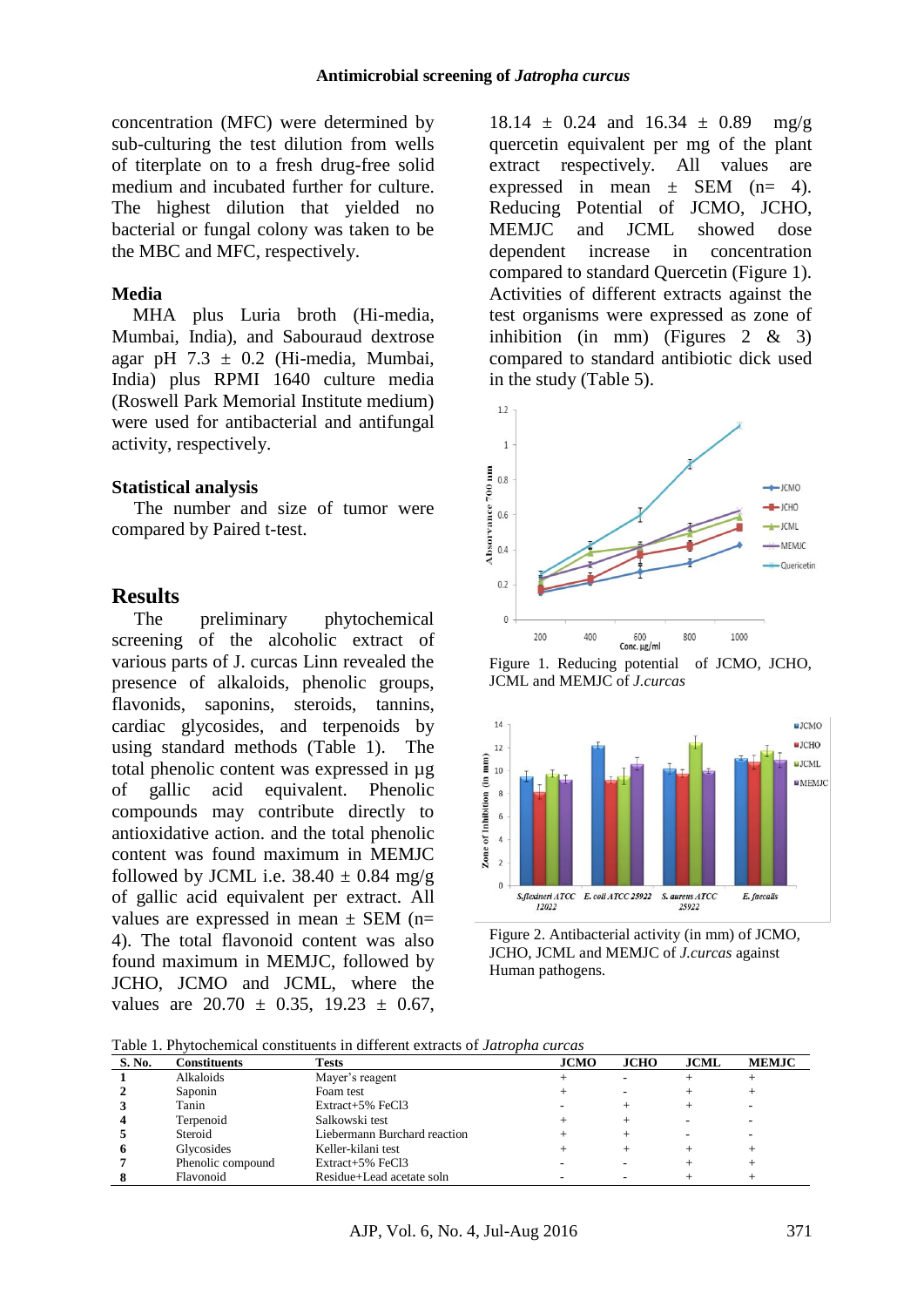concentration (MFC) were determined by sub-culturing the test dilution from wells of titerplate on to a fresh drug-free solid medium and incubated further for culture. The highest dilution that yielded no bacterial or fungal colony was taken to be the MBC and MFC, respectively.

### Media

MHA plus Luria broth (Hi-media, Mumbai, India), and Sabouraud dextrose agar pH 7.3 ± 0.2 (Hi-media, Mumbai, India) plus RPMI 1640 culture media (Roswell Park Memorial Institute medium) were used for antibacterial and antifungal activity, respectively.

### Statistical analysis

The number and size of tumor were compared by Paired t-test.

## Results

The preliminary phytochemical screening of the alcoholic extract of various parts of J. curcas Linn revealed the presence of alkaloids, phenolic groups, flavonids, saponins, steroids, tannins, cardiac glycosides, and terpenoids by using standard methods (Table 1). The total phenolic content was expressed in µg of gallic acid equivalent. Phenolic compounds may contribute directly to antioxidative action. and the total phenolic content was found maximum in MEMJC followed by JCML i.e. 38.40 ± 0.84 mg/g of gallic acid equivalent per extract. All values are expressed in mean ± SEM (n= 4). The total flavonoid content was also found maximum in MEMJC, followed by JCHO, JCMO and JCML, where the values are 20.70 ± 0.35, 19.23 ± 0.67, 18.14 ± 0.24 and 16.34 ± 0.89 mg/g quercetin equivalent per mg of the plant extract respectively. All values are expressed in mean ± SEM (n= 4). Reducing Potential of JCMO, JCHO, MEMJC and JCML showed dose dependent increase in concentration compared to standard Quercetin (Figure 1). Activities of different extracts against the test organisms were expressed as zone of inhibition (in mm) (Figures 2 & 3) compared to standard antibiotic dick used in the study (Table 5).

Figure 1. Reducing potential of JCMO, JCHO, JCML and MEMJC of *J.curcas*

Figure 2. Antibacterial activity (in mm) of JCMO, JCHO, JCML and MEMJC of *J.curcas* against Human pathogens.

Table 1. Phytochemical constituents in different extracts of *Jatropha curcas*

| S. No. | Constituents | Tests | JCMO | JCHO | JCML | MEMJC |
|---|---|---|---|---|---|---|
| 1 | Alkaloids | Mayer's reagent | + | - | + | + |
| 2 | Saponin | Foam test | + | - | + | + |
| 3 | Tanin | Extract+5% FeCl3 | - | + | + | - |
| 4 | Terpenoid | Salkowski test | + | + | - | - |
| 5 | Steroid | Liebermann Burchard reaction | + | + | - | - |
| 6 | Glycosides | Keller-kilani test | + | + | + | + |
| 7 | Phenolic compound | Extract+5% FeCl3 | - | - | + | + |
| 8 | Flavonoid | Residue+Lead acetate soln | - | - | + | + |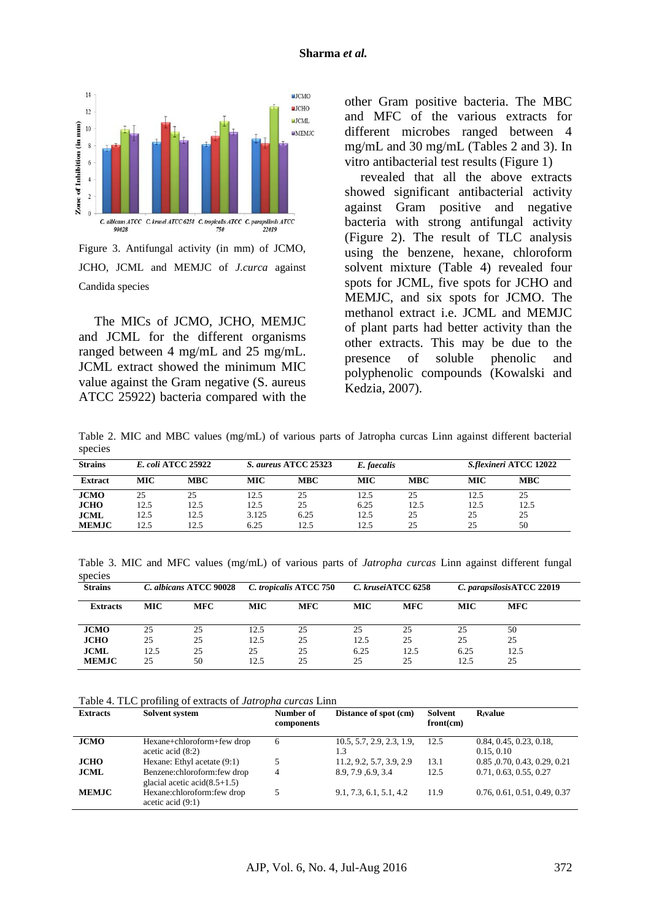Figure 3. Antifungal activity (in mm) of JCMO, JCHO, JCML and MEMJC of *J.curca* against Candida species

The MICs of JCMO, JCHO, MEMJC and JCML for the different organisms ranged between 4 mg/mL and 25 mg/mL. JCML extract showed the minimum MIC value against the Gram negative (S. aureus ATCC 25922) bacteria compared with the other Gram positive bacteria. The MBC and MFC of the various extracts for different microbes ranged between 4 mg/mL and 30 mg/mL (Tables 2 and 3). In vitro antibacterial test results (Figure 1)

revealed that all the above extracts showed significant antibacterial activity against Gram positive and negative bacteria with strong antifungal activity (Figure 2). The result of TLC analysis using the benzene, hexane, chloroform solvent mixture (Table 4) revealed four spots for JCML, five spots for JCHO and MEMJC, and six spots for JCMO. The methanol extract i.e. JCML and MEMJC of plant parts had better activity than the other extracts. This may be due to the presence of soluble phenolic and polyphenolic compounds (Kowalski and Kedzia, 2007).

Table 2. MIC and MBC values (mg/mL) of various parts of Jatropha curcas Linn against different bacterial species

| Strains | *E. coli* ATCC 25922 | | *S. aureus* ATCC 25323 | | *E. faecalis* | | *S.flexineri* ATCC 12022 | |
|---|---|---|---|---|---|---|---|---|
| **Extract** | **MIC** | **MBC** | **MIC** | **MBC** | **MIC** | **MBC** | **MIC** | **MBC** |
| **JCMO** | 25 | 25 | 12.5 | 25 | 12.5 | 25 | 12.5 | 25 |
| **JCHO** | 12.5 | 12.5 | 12.5 | 25 | 6.25 | 12.5 | 12.5 | 12.5 |
| **JCML** | 12.5 | 12.5 | 3.125 | 6.25 | 12.5 | 25 | 25 | 25 |
| **MEMJC** | 12.5 | 12.5 | 6.25 | 12.5 | 12.5 | 25 | 25 | 50 |

Table 3. MIC and MFC values (mg/mL) of various parts of *Jatropha curcas* Linn against different fungal species

| Strains | *C. albicans* ATCC 90028 | | *C. tropicalis* ATCC 750 | | *C. krusei*ATCC 6258 | | *C. parapsilosis*ATCC 22019 | |
|---|---|---|---|---|---|---|---|---|
| **Extracts** | **MIC** | **MFC** | **MIC** | **MFC** | **MIC** | **MFC** | **MIC** | **MFC** |
| **JCMO** | 25 | 25 | 12.5 | 25 | 25 | 25 | 25 | 50 |
| **JCHO** | 25 | 25 | 12.5 | 25 | 12.5 | 25 | 25 | 25 |
| **JCML** | 12.5 | 25 | 25 | 25 | 6.25 | 12.5 | 6.25 | 12.5 |
| **MEMJC** | 25 | 50 | 12.5 | 25 | 25 | 25 | 12.5 | 25 |

Table 4. TLC profiling of extracts of *Jatropha curcas* Linn

| Extracts | Solvent system | Number of components | Distance of spot (cm) | Solvent front(cm) | $R_f$ value |
|---|---|---|---|---|---|
| **JCMO** | Hexane+chloroform+few drop acetic acid (8:2) | 6 | 10.5, 5.7, 2.9, 2.3, 1.9, 1.3 | 12.5 | 0.84, 0.45, 0.23, 0.18, 0.15, 0.10 |
| **JCHO** | Hexane: Ethyl acetate (9:1) | 5 | 11.2, 9.2, 5.7, 3.9, 2.9 | 13.1 | 0.85 ,0.70, 0.43, 0.29, 0.21 |
| **JCML** | Benzene:chloroform:few drop glacial acetic acid(8.5+1.5) | 4 | 8.9, 7.9 ,6.9, 3.4 | 12.5 | 0.71, 0.63, 0.55, 0.27 |
| **MEMJC** | Hexane:chloroform:few drop acetic acid (9:1) | 5 | 9.1, 7.3, 6.1, 5.1, 4.2 | 11.9 | 0.76, 0.61, 0.51, 0.49, 0.37 |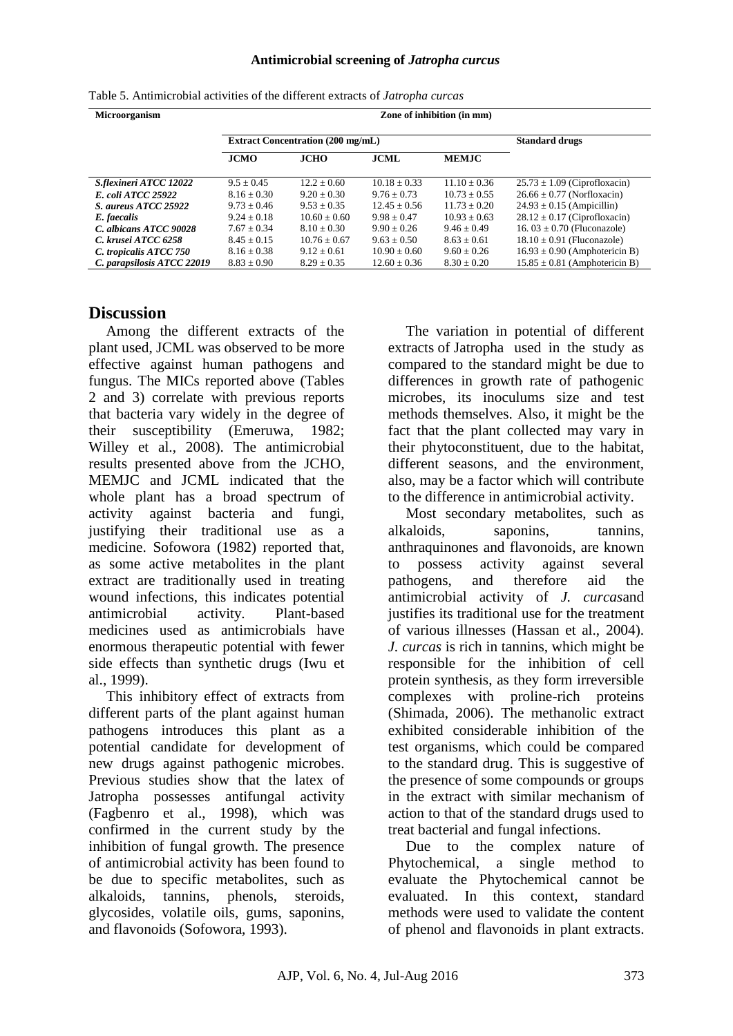Table 5. Antimicrobial activities of the different extracts of *Jatropha curcas*

| Microorganism | Zone of inhibition (in mm) | | | | |
|---|---|---|---|---|---|
| | Extract Concentration (200 mg/mL) | | | | Standard drugs |
| | JCMO | JCHO | JCML | MEMJC | |
| *S.flexineri ATCC 12022* | 9.5 ± 0.45 | 12.2 ± 0.60 | 10.18 ± 0.33 | 11.10 ± 0.36 | 25.73 ± 1.09 (Ciprofloxacin) |
| *E. coli ATCC 25922* | 8.16 ± 0.30 | 9.20 ± 0.30 | 9.76 ± 0.73 | 10.73 ± 0.55 | 26.66 ± 0.77 (Norfloxacin) |
| *S. aureus ATCC 25922* | 9.73 ± 0.46 | 9.53 ± 0.35 | 12.45 ± 0.56 | 11.73 ± 0.20 | 24.93 ± 0.15 (Ampicillin) |
| *E. faecalis* | 9.24 ± 0.18 | 10.60 ± 0.60 | 9.98 ± 0.47 | 10.93 ± 0.63 | 28.12 ± 0.17 (Ciprofloxacin) |
| *C. albicans ATCC 90028* | 7.67 ± 0.34 | 8.10 ± 0.30 | 9.90 ± 0.26 | 9.46 ± 0.49 | 16. 03 ± 0.70 (Fluconazole) |
| *C. krusei ATCC 6258* | 8.45 ± 0.15 | 10.76 ± 0.67 | 9.63 ± 0.50 | 8.63 ± 0.61 | 18.10 ± 0.91 (Fluconazole) |
| *C. tropicalis ATCC 750* | 8.16 ± 0.38 | 9.12 ± 0.61 | 10.90 ± 0.60 | 9.60 ± 0.26 | 16.93 ± 0.90 (Amphotericin B) |
| *C. parapsilosis ATCC 22019* | 8.83 ± 0.90 | 8.29 ± 0.35 | 12.60 ± 0.36 | 8.30 ± 0.20 | 15.85 ± 0.81 (Amphotericin B) |

## Discussion

Among the different extracts of the plant used, JCML was observed to be more effective against human pathogens and fungus. The MICs reported above (Tables 2 and 3) correlate with previous reports that bacteria vary widely in the degree of their susceptibility (Emeruwa, 1982; Willey et al., 2008). The antimicrobial results presented above from the JCHO, MEMJC and JCML indicated that the whole plant has a broad spectrum of activity against bacteria and fungi, justifying their traditional use as a medicine. Sofowora (1982) reported that, as some active metabolites in the plant extract are traditionally used in treating wound infections, this indicates potential antimicrobial activity. Plant-based medicines used as antimicrobials have enormous therapeutic potential with fewer side effects than synthetic drugs (Iwu et al., 1999).

This inhibitory effect of extracts from different parts of the plant against human pathogens introduces this plant as a potential candidate for development of new drugs against pathogenic microbes. Previous studies show that the latex of Jatropha possesses antifungal activity (Fagbenro et al., 1998), which was confirmed in the current study by the inhibition of fungal growth. The presence of antimicrobial activity has been found to be due to specific metabolites, such as alkaloids, tannins, phenols, steroids, glycosides, volatile oils, gums, saponins, and flavonoids (Sofowora, 1993).

The variation in potential of different extracts of Jatropha used in the study as compared to the standard might be due to differences in growth rate of pathogenic microbes, its inoculums size and test methods themselves. Also, it might be the fact that the plant collected may vary in their phytoconstituent, due to the habitat, different seasons, and the environment, also, may be a factor which will contribute to the difference in antimicrobial activity.

Most secondary metabolites, such as alkaloids, saponins, tannins, anthraquinones and flavonoids, are known to possess activity against several pathogens, and therefore aid the antimicrobial activity of *J. curcas*and justifies its traditional use for the treatment of various illnesses (Hassan et al., 2004). *J. curcas* is rich in tannins, which might be responsible for the inhibition of cell protein synthesis, as they form irreversible complexes with proline-rich proteins (Shimada, 2006). The methanolic extract exhibited considerable inhibition of the test organisms, which could be compared to the standard drug. This is suggestive of the presence of some compounds or groups in the extract with similar mechanism of action to that of the standard drugs used to treat bacterial and fungal infections.

Due to the complex nature of Phytochemical, a single method to evaluate the Phytochemical cannot be evaluated. In this context, standard methods were used to validate the content of phenol and flavonoids in plant extracts.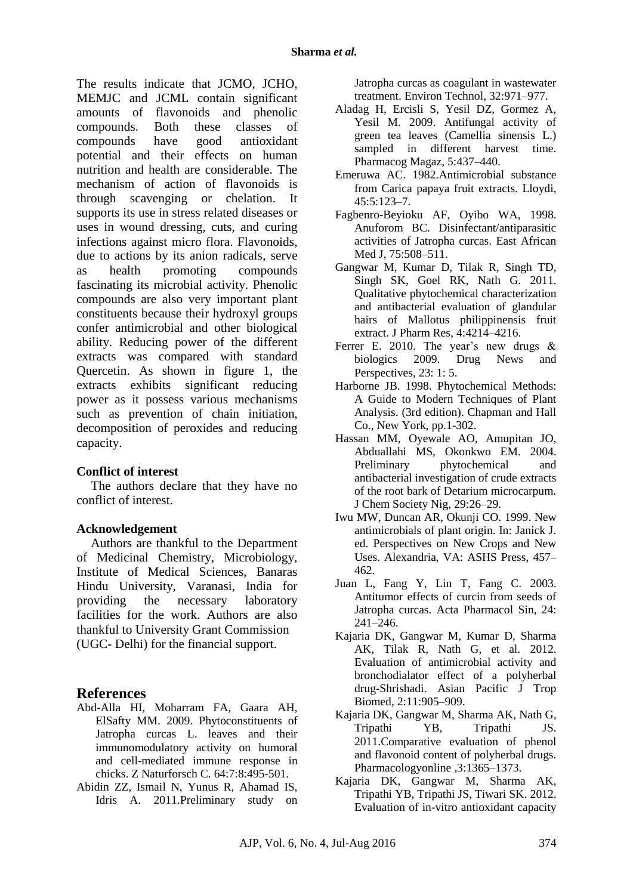The results indicate that JCMO, JCHO, MEMJC and JCML contain significant amounts of flavonoids and phenolic compounds. Both these classes of compounds have good antioxidant potential and their effects on human nutrition and health are considerable. The mechanism of action of flavonoids is through scavenging or chelation. It supports its use in stress related diseases or uses in wound dressing, cuts, and curing infections against micro flora. Flavonoids, due to actions by its anion radicals, serve as health promoting compounds fascinating its microbial activity. Phenolic compounds are also very important plant constituents because their hydroxyl groups confer antimicrobial and other biological ability. Reducing power of the different extracts was compared with standard Quercetin. As shown in figure 1, the extracts exhibits significant reducing power as it possess various mechanisms such as prevention of chain initiation, decomposition of peroxides and reducing capacity.

**Conflict of interest**

The authors declare that they have no conflict of interest.

**Acknowledgement**

Authors are thankful to the Department of Medicinal Chemistry, Microbiology, Institute of Medical Sciences, Banaras Hindu University, Varanasi, India for providing the necessary laboratory facilities for the work. Authors are also thankful to University Grant Commission (UGC- Delhi) for the financial support.

## References

Abd-Alla HI, Moharram FA, Gaara AH, ElSafty MM. 2009. Phytoconstituents of Jatropha curcas L. leaves and their immunomodulatory activity on humoral and cell-mediated immune response in chicks. Z Naturforsch C. 64:7:8:495-501.

Abidin ZZ, Ismail N, Yunus R, Ahamad IS, Idris A. 2011.Preliminary study on Jatropha curcas as coagulant in wastewater treatment. Environ Technol, 32:971–977.

Aladag H, Ercisli S, Yesil DZ, Gormez A, Yesil M. 2009. Antifungal activity of green tea leaves (Camellia sinensis L.) sampled in different harvest time. Pharmacog Magaz, 5:437–440.

Emeruwa AC. 1982.Antimicrobial substance from Carica papaya fruit extracts. Lloydi, 45:5:123–7.

Fagbenro-Beyioku AF, Oyibo WA, 1998. Anuforom BC. Disinfectant/antiparasitic activities of Jatropha curcas. East African Med J, 75:508–511.

Gangwar M, Kumar D, Tilak R, Singh TD, Singh SK, Goel RK, Nath G. 2011. Qualitative phytochemical characterization and antibacterial evaluation of glandular hairs of Mallotus philippinensis fruit extract. J Pharm Res, 4:4214–4216.

Ferrer E. 2010. The year's new drugs & biologics 2009. Drug News and Perspectives, 23: 1: 5.

Harborne JB. 1998. Phytochemical Methods: A Guide to Modern Techniques of Plant Analysis. (3rd edition). Chapman and Hall Co., New York, pp.1-302.

Hassan MM, Oyewale AO, Amupitan JO, Abduallahi MS, Okonkwo EM. 2004. Preliminary phytochemical and antibacterial investigation of crude extracts of the root bark of Detarium microcarpum. J Chem Society Nig, 29:26–29.

Iwu MW, Duncan AR, Okunji CO. 1999. New antimicrobials of plant origin. In: Janick J. ed. Perspectives on New Crops and New Uses. Alexandria, VA: ASHS Press, 457–462.

Juan L, Fang Y, Lin T, Fang C. 2003. Antitumor effects of curcin from seeds of Jatropha curcas. Acta Pharmacol Sin, 24: 241–246.

Kajaria DK, Gangwar M, Kumar D, Sharma AK, Tilak R, Nath G, et al. 2012. Evaluation of antimicrobial activity and bronchodialator effect of a polyherbal drug-Shrishadi. Asian Pacific J Trop Biomed, 2:11:905–909.

Kajaria DK, Gangwar M, Sharma AK, Nath G, Tripathi YB, Tripathi JS. 2011.Comparative evaluation of phenol and flavonoid content of polyherbal drugs. Pharmacologyonline ,3:1365–1373.

Kajaria DK, Gangwar M, Sharma AK, Tripathi YB, Tripathi JS, Tiwari SK. 2012. Evaluation of in-vitro antioxidant capacity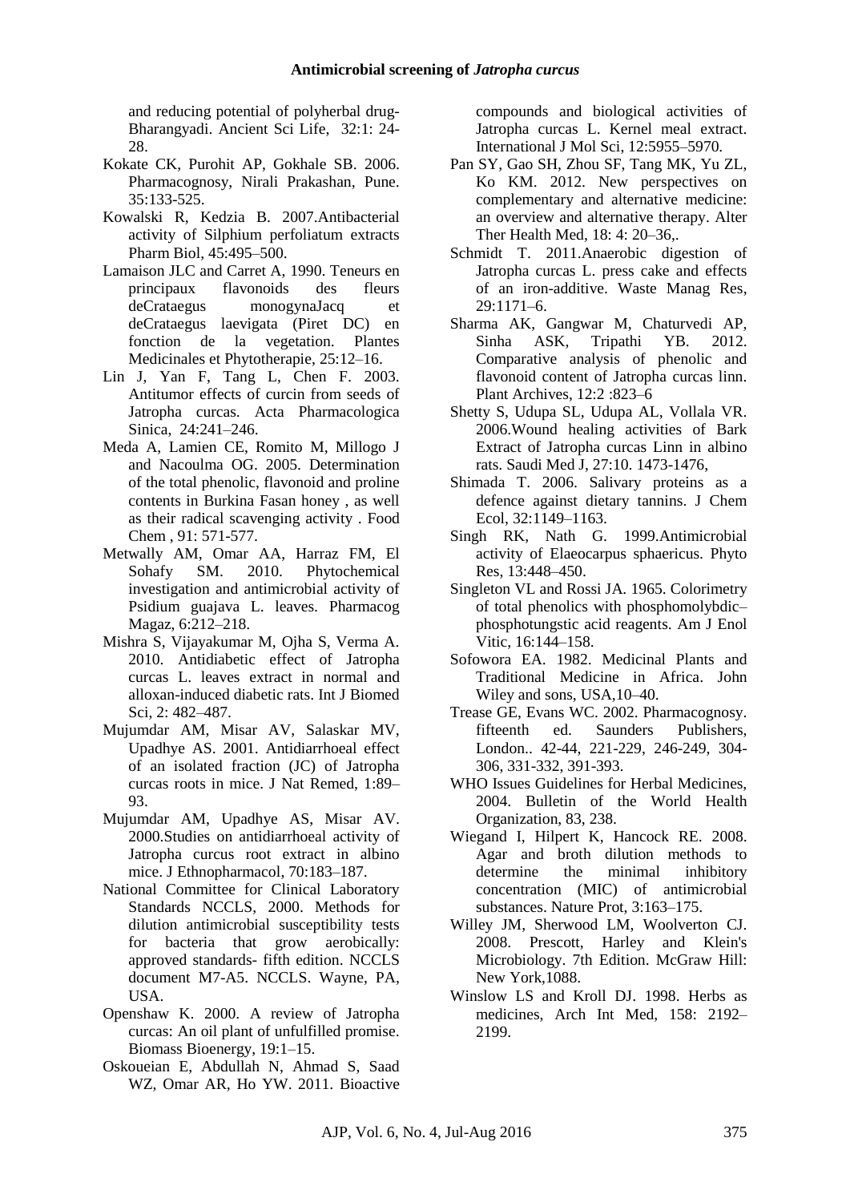and reducing potential of polyherbal drug-Bharangyadi. Ancient Sci Life, 32:1: 24-28.

Kokate CK, Purohit AP, Gokhale SB. 2006. Pharmacognosy, Nirali Prakashan, Pune. 35:133-525.

Kowalski R, Kedzia B. 2007.Antibacterial activity of Silphium perfoliatum extracts Pharm Biol, 45:495–500.

Lamaison JLC and Carret A, 1990. Teneurs en principaux flavonoids des fleurs deCrataegus monogynaJacq et deCrataegus laevigata (Piret DC) en fonction de la vegetation. Plantes Medicinales et Phytotherapie, 25:12–16.

Lin J, Yan F, Tang L, Chen F. 2003. Antitumor effects of curcin from seeds of Jatropha curcas. Acta Pharmacologica Sinica, 24:241–246.

Meda A, Lamien CE, Romito M, Millogo J and Nacoulma OG. 2005. Determination of the total phenolic, flavonoid and proline contents in Burkina Fasan honey , as well as their radical scavenging activity . Food Chem , 91: 571-577.

Metwally AM, Omar AA, Harraz FM, El Sohafy SM. 2010. Phytochemical investigation and antimicrobial activity of Psidium guajava L. leaves. Pharmacog Magaz, 6:212–218.

Mishra S, Vijayakumar M, Ojha S, Verma A. 2010. Antidiabetic effect of Jatropha curcas L. leaves extract in normal and alloxan-induced diabetic rats. Int J Biomed Sci, 2: 482–487.

Mujumdar AM, Misar AV, Salaskar MV, Upadhye AS. 2001. Antidiarrhoeal effect of an isolated fraction (JC) of Jatropha curcas roots in mice. J Nat Remed, 1:89–93.

Mujumdar AM, Upadhye AS, Misar AV. 2000.Studies on antidiarrhoeal activity of Jatropha curcus root extract in albino mice. J Ethnopharmacol, 70:183–187.

National Committee for Clinical Laboratory Standards NCCLS, 2000. Methods for dilution antimicrobial susceptibility tests for bacteria that grow aerobically: approved standards- fifth edition. NCCLS document M7-A5. NCCLS. Wayne, PA, USA.

Openshaw K. 2000. A review of Jatropha curcas: An oil plant of unfulfilled promise. Biomass Bioenergy, 19:1–15.

Oskoueian E, Abdullah N, Ahmad S, Saad WZ, Omar AR, Ho YW. 2011. Bioactive compounds and biological activities of Jatropha curcas L. Kernel meal extract. International J Mol Sci, 12:5955–5970.

Pan SY, Gao SH, Zhou SF, Tang MK, Yu ZL, Ko KM. 2012. New perspectives on complementary and alternative medicine: an overview and alternative therapy. Alter Ther Health Med, 18: 4: 20–36,.

Schmidt T. 2011.Anaerobic digestion of Jatropha curcas L. press cake and effects of an iron-additive. Waste Manag Res, 29:1171–6.

Sharma AK, Gangwar M, Chaturvedi AP, Sinha ASK, Tripathi YB. 2012. Comparative analysis of phenolic and flavonoid content of Jatropha curcas linn. Plant Archives, 12:2 :823–6

Shetty S, Udupa SL, Udupa AL, Vollala VR. 2006.Wound healing activities of Bark Extract of Jatropha curcas Linn in albino rats. Saudi Med J, 27:10. 1473-1476,

Shimada T. 2006. Salivary proteins as a defence against dietary tannins. J Chem Ecol, 32:1149–1163.

Singh RK, Nath G. 1999.Antimicrobial activity of Elaeocarpus sphaericus. Phyto Res, 13:448–450.

Singleton VL and Rossi JA. 1965. Colorimetry of total phenolics with phosphomolybdic–phosphotungstic acid reagents. Am J Enol Vitic, 16:144–158.

Sofowora EA. 1982. Medicinal Plants and Traditional Medicine in Africa. John Wiley and sons, USA,10–40.

Trease GE, Evans WC. 2002. Pharmacognosy. fifteenth ed. Saunders Publishers, London.. 42-44, 221-229, 246-249, 304-306, 331-332, 391-393.

WHO Issues Guidelines for Herbal Medicines, 2004. Bulletin of the World Health Organization, 83, 238.

Wiegand I, Hilpert K, Hancock RE. 2008. Agar and broth dilution methods to determine the minimal inhibitory concentration (MIC) of antimicrobial substances. Nature Prot, 3:163–175.

Willey JM, Sherwood LM, Woolverton CJ. 2008. Prescott, Harley and Klein's Microbiology. 7th Edition. McGraw Hill: New York,1088.

Winslow LS and Kroll DJ. 1998. Herbs as medicines, Arch Int Med, 158: 2192–2199.